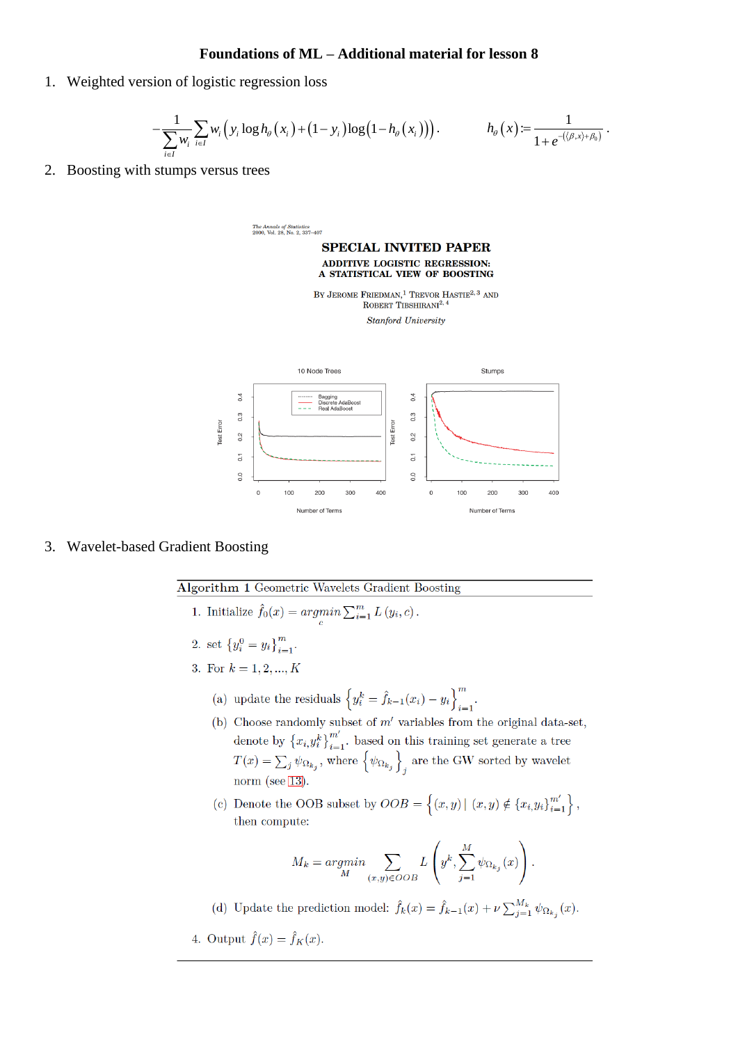# Foundations of ML – Additional material for lesson 8

1. Weighted version of logistic regression loss

$$-\frac{1}{\sum_{i\in I} w_i}\sum_{i\in I} w_i\left(y_i \log h_\theta(x_i) + (1-y_i)\log\left(1-h_\theta(x_i)\right)\right). \qquad h_\theta(x) := \frac{1}{1+e^{-(\langle\beta,x\rangle+\beta_0)}}.$$

2. Boosting with stumps versus trees

The Annals of Statistics
2000, Vol. 28, No. 2, 337–407

**SPECIAL INVITED PAPER**

**ADDITIVE LOGISTIC REGRESSION: A STATISTICAL VIEW OF BOOSTING**

By Jerome Friedman,[1] Trevor Hastie[2,3] and Robert Tibshirani[2,4]

*Stanford University*

3. Wavelet-based Gradient Boosting

**Algorithm 1** Geometric Wavelets Gradient Boosting

1. Initialize $\hat{f}_0(x) = \underset{c}{argmin} \sum_{i=1}^{m} L(y_i, c)$.
2. set $\{y_i^0 = y_i\}_{i=1}^{m}$.
3. For $k = 1, 2, ..., K$
   (a) update the residuals $\left\{y_i^k = \hat{f}_{k-1}(x_i) - y_i\right\}_{i=1}^{m}$.
   (b) Choose randomly subset of $m'$ variables from the original data-set, denote by $\{x_i, y_i^k\}_{i=1}^{m'}$. based on this training set generate a tree $T(x) = \sum_j \psi_{\Omega_{k_j}}$, where $\left\{\psi_{\Omega_{k_j}}\right\}_j$ are the GW sorted by wavelet norm (see [13]).
   (c) Denote the OOB subset by $OOB = \left\{(x, y) \mid (x, y) \notin \{x_i, y_i\}_{i=1}^{m'}\right\}$, then compute:
   $$M_k = \underset{M}{argmin} \sum_{(x,y)\in OOB} L\left(y^k, \sum_{j=1}^{M} \psi_{\Omega_{k_j}}(x)\right).$$
   (d) Update the prediction model: $\hat{f}_k(x) = \hat{f}_{k-1}(x) + \nu \sum_{j=1}^{M_k} \psi_{\Omega_{k_j}}(x)$.
4. Output $\hat{f}(x) = \hat{f}_K(x)$.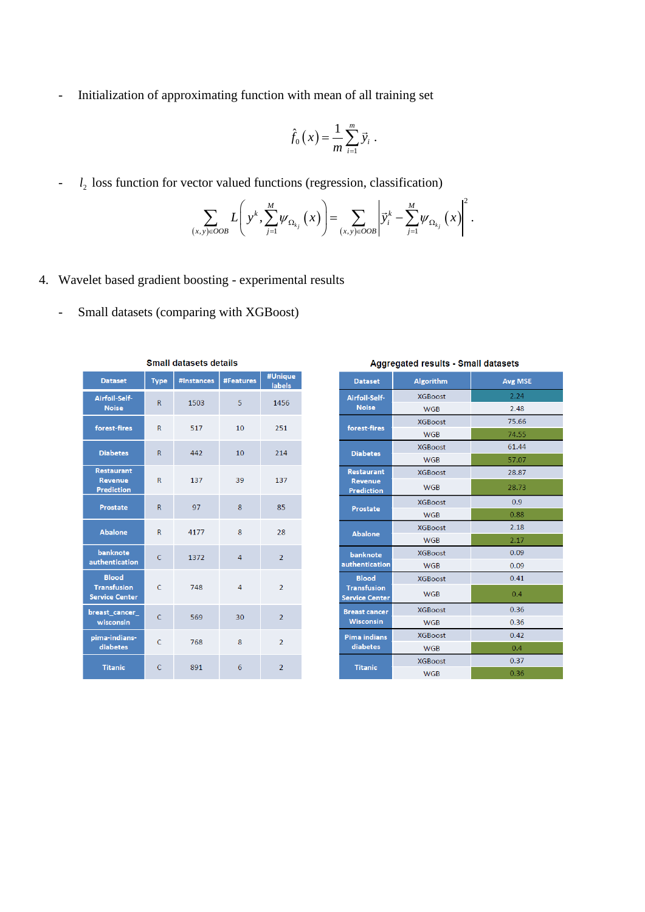- Initialization of approximating function with mean of all training set

$$\hat{f}_0(x) = \frac{1}{m}\sum_{i=1}^{m} \vec{y}_i .$$

- $l_2$ loss function for vector valued functions (regression, classification)

$$\sum_{(x,y)\in OOB} L\left(y^k, \sum_{j=1}^{M} \psi_{\Omega_{k_j}}(x)\right) = \sum_{(x,y)\in OOB} \left| \vec{y}_i^k - \sum_{j=1}^{M} \psi_{\Omega_{k_j}}(x) \right|^2 .$$

4. Wavelet based gradient boosting - experimental results

- Small datasets (comparing with XGBoost)

**Small datasets details**

| Dataset | Type | #Instances | #Features | #Unique labels |
|---|---|---|---|---|
| Airfoil-Self-Noise | R | 1503 | 5 | 1456 |
| forest-fires | R | 517 | 10 | 251 |
| Diabetes | R | 442 | 10 | 214 |
| Restaurant Revenue Prediction | R | 137 | 39 | 137 |
| Prostate | R | 97 | 8 | 85 |
| Abalone | R | 4177 | 8 | 28 |
| banknote authentication | C | 1372 | 4 | 2 |
| Blood Transfusion Service Center | C | 748 | 4 | 2 |
| breast_cancer_wisconsin | C | 569 | 30 | 2 |
| pima-indians-diabetes | C | 768 | 8 | 2 |
| Titanic | C | 891 | 6 | 2 |

**Aggregated results - Small datasets**

| Dataset | Algorithm | Avg MSE |
|---|---|---|
| Airfoil-Self-Noise | XGBoost | 2.24 |
| | WGB | 2.48 |
| forest-fires | XGBoost | 75.66 |
| | WGB | 74.55 |
| Diabetes | XGBoost | 61.44 |
| | WGB | 57.07 |
| Restaurant Revenue Prediction | XGBoost | 28.87 |
| | WGB | 28.73 |
| Prostate | XGBoost | 0.9 |
| | WGB | 0.88 |
| Abalone | XGBoost | 2.18 |
| | WGB | 2.17 |
| banknote authentication | XGBoost | 0.09 |
| | WGB | 0.09 |
| Blood Transfusion Service Center | XGBoost | 0.41 |
| | WGB | 0.4 |
| Breast cancer Wisconsin | XGBoost | 0.36 |
| | WGB | 0.36 |
| Pima indians diabetes | XGBoost | 0.42 |
| | WGB | 0.4 |
| Titanic | XGBoost | 0.37 |
| | WGB | 0.36 |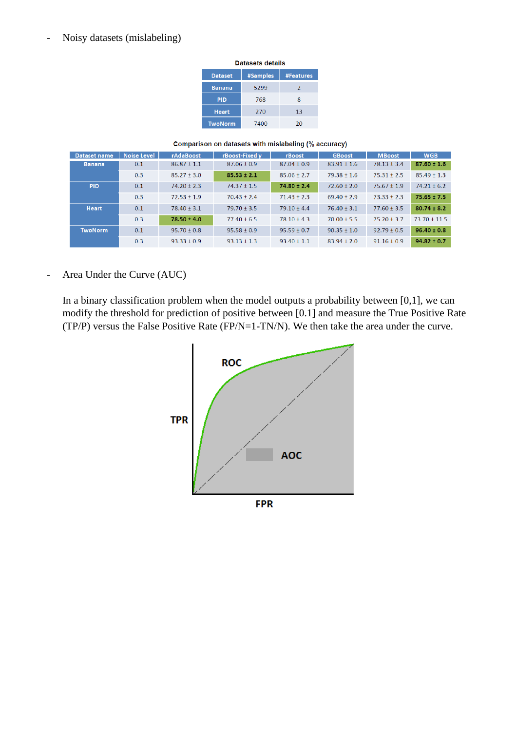- Noisy datasets (mislabeling)

**Datasets details**

| Dataset | #Samples | #Features |
|---|---|---|
| Banana | 5299 | 2 |
| PID | 768 | 8 |
| Heart | 270 | 13 |
| TwoNorm | 7400 | 20 |

**Comparison on datasets with mislabeling (% accuracy)**

| Dataset name | Noise Level | rAdaBoost | rBoost-Fixed γ | rBoost | GBoost | MBoost | WGB |
|---|---|---|---|---|---|---|---|
| Banana | 0.1 | 86.87 ± 1.1 | 87.06 ± 0.9 | 87.04 ± 0.9 | 83.91 ± 1.6 | 78.13 ± 3.4 | **87.60 ± 1.6** |
| | 0.3 | 85.27 ± 3.0 | **85.53 ± 2.1** | 85.06 ± 2.7 | 79.38 ± 1.6 | 75.31 ± 2.5 | 85.49 ± 1.3 |
| PID | 0.1 | 74.20 ± 2.3 | 74.37 ± 1.5 | **74.80 ± 2.4** | 72.60 ± 2.0 | 75.67 ± 1.9 | 74.21 ± 6.2 |
| | 0.3 | 72.53 ± 1.9 | 70.43 ± 2.4 | 71.43 ± 2.3 | 69.40 ± 2.9 | 73.33 ± 2.3 | **75.65 ± 7.5** |
| Heart | 0.1 | 78.40 ± 3.1 | 79.70 ± 3.5 | 79.10 ± 4.4 | 76.40 ± 3.1 | 77.60 ± 3.5 | **80.74 ± 8.2** |
| | 0.3 | **78.50 ± 4.0** | 77.40 ± 6.5 | 78.10 ± 4.3 | 70.00 ± 5.5 | 75.20 ± 3.7 | 73.70 ± 11.5 |
| TwoNorm | 0.1 | 95.70 ± 0.8 | 95.58 ± 0.9 | 95.59 ± 0.7 | 90.35 ± 1.0 | 92.79 ± 0.5 | **96.40 ± 0.8** |
| | 0.3 | 93.33 ± 0.9 | 93.13 ± 1.3 | 93.40 ± 1.1 | 83.94 ± 2.0 | 91.16 ± 0.9 | **94.82 ± 0.7** |

- Area Under the Curve (AUC)

In a binary classification problem when the model outputs a probability between [0,1], we can modify the threshold for prediction of positive between [0.1] and measure the True Positive Rate (TP/P) versus the False Positive Rate (FP/N=1-TN/N). We then take the area under the curve.

ROC

TPR

AOC

FPR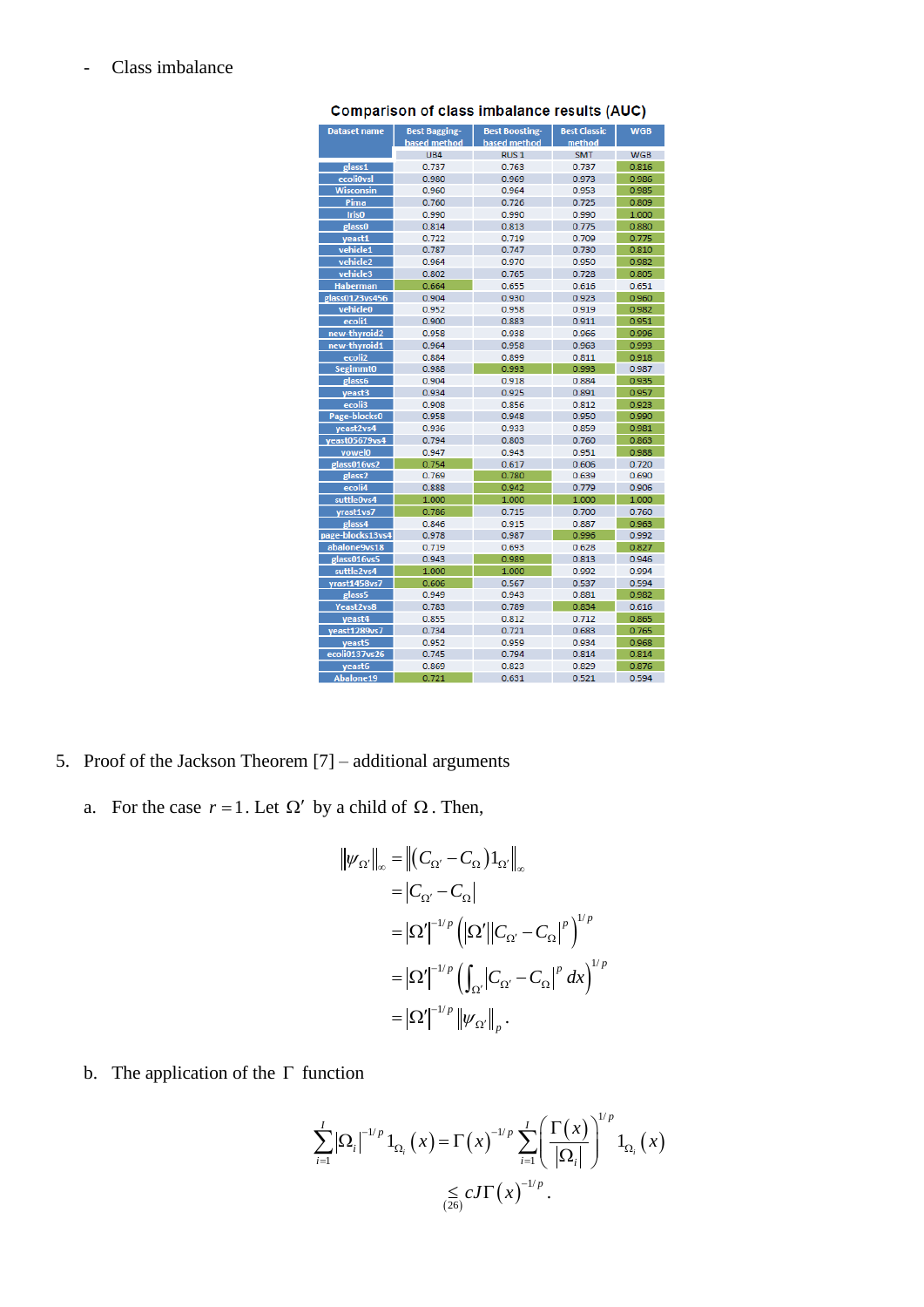- Class imbalance

**Comparison of class imbalance results (AUC)**

| Dataset name | Best Bagging-based method | Best Boosting-based method | Best Classic method | WGB |
|---|---|---|---|---|
| | UB4 | RUS 1 | SMT | WGB |
| glass1 | 0.737 | 0.763 | 0.737 | 0.816 |
| ecoli0vsl | 0.980 | 0.969 | 0.973 | 0.986 |
| Wisconsin | 0.960 | 0.964 | 0.953 | 0.985 |
| Pima | 0.760 | 0.726 | 0.725 | 0.809 |
| Iris0 | 0.990 | 0.990 | 0.990 | 1.000 |
| glass0 | 0.814 | 0.813 | 0.775 | 0.880 |
| yeast1 | 0.722 | 0.719 | 0.709 | 0.775 |
| vehicle1 | 0.787 | 0.747 | 0.730 | 0.810 |
| vehicle2 | 0.964 | 0.970 | 0.950 | 0.982 |
| vehicle3 | 0.802 | 0.765 | 0.728 | 0.805 |
| Haberman | 0.664 | 0.655 | 0.616 | 0.651 |
| glass0123vs456 | 0.904 | 0.930 | 0.923 | 0.960 |
| vehicle0 | 0.952 | 0.958 | 0.919 | 0.982 |
| ecoli1 | 0.900 | 0.883 | 0.911 | 0.951 |
| new-thyroid2 | 0.958 | 0.938 | 0.966 | 0.996 |
| new-thyroid1 | 0.964 | 0.958 | 0.963 | 0.993 |
| ecoli2 | 0.884 | 0.899 | 0.811 | 0.918 |
| Segimmt0 | 0.988 | 0.993 | 0.993 | 0.987 |
| glass6 | 0.904 | 0.918 | 0.884 | 0.935 |
| yeast3 | 0.934 | 0.925 | 0.891 | 0.957 |
| ecoli3 | 0.908 | 0.856 | 0.812 | 0.923 |
| Page-blocks0 | 0.958 | 0.948 | 0.950 | 0.990 |
| yeast2vs4 | 0.936 | 0.933 | 0.859 | 0.981 |
| yeast05679vs4 | 0.794 | 0.803 | 0.760 | 0.863 |
| vowel0 | 0.947 | 0.943 | 0.951 | 0.988 |
| glass016vs2 | 0.754 | 0.617 | 0.606 | 0.720 |
| glass2 | 0.769 | 0.780 | 0.639 | 0.690 |
| ecoli4 | 0.888 | 0.942 | 0.779 | 0.906 |
| suttle0vs4 | 1.000 | 1.000 | 1.000 | 1.000 |
| yeast1vs7 | 0.786 | 0.715 | 0.700 | 0.760 |
| glass4 | 0.846 | 0.915 | 0.887 | 0.963 |
| page-blocks13vs4 | 0.978 | 0.987 | 0.996 | 0.992 |
| abalone9vs18 | 0.719 | 0.693 | 0.628 | 0.827 |
| glass016vs5 | 0.943 | 0.989 | 0.813 | 0.946 |
| suttle2vs4 | 1.000 | 1.000 | 0.992 | 0.994 |
| yeast1458vs7 | 0.606 | 0.567 | 0.537 | 0.594 |
| glass5 | 0.949 | 0.943 | 0.881 | 0.982 |
| Yeast2vs8 | 0.783 | 0.789 | 0.834 | 0.616 |
| yeast4 | 0.855 | 0.812 | 0.712 | 0.865 |
| yeast1289vs7 | 0.734 | 0.721 | 0.683 | 0.765 |
| yeast5 | 0.952 | 0.959 | 0.934 | 0.968 |
| ecoli0137vs26 | 0.745 | 0.794 | 0.814 | 0.814 |
| yeast6 | 0.869 | 0.823 | 0.829 | 0.876 |
| Abalone19 | 0.721 | 0.631 | 0.521 | 0.594 |

5. Proof of the Jackson Theorem [7] – additional arguments

   a. For the case $r=1$. Let $\Omega'$ by a child of $\Omega$. Then,

$$
\begin{aligned}
\|\psi_{\Omega'}\|_\infty &= \left\|\left(C_{\Omega'}-C_\Omega\right)1_{\Omega'}\right\|_\infty \\
&= \left|C_{\Omega'}-C_\Omega\right| \\
&= |\Omega'|^{-1/p}\left(|\Omega'|\left|C_{\Omega'}-C_\Omega\right|^p\right)^{1/p} \\
&= |\Omega'|^{-1/p}\left(\int_{\Omega'}\left|C_{\Omega'}-C_\Omega\right|^p dx\right)^{1/p} \\
&= |\Omega'|^{-1/p}\|\psi_{\Omega'}\|_p .
\end{aligned}
$$

   b. The application of the $\Gamma$ function

$$
\sum_{i=1}^{J}|\Omega_i|^{-1/p}1_{\Omega_i}(x) = \Gamma(x)^{-1/p}\sum_{i=1}^{J}\left(\frac{\Gamma(x)}{|\Omega_i|}\right)^{1/p}1_{\Omega_i}(x)
$$

$$
\underset{(26)}{\leq} cJ\Gamma(x)^{-1/p}.
$$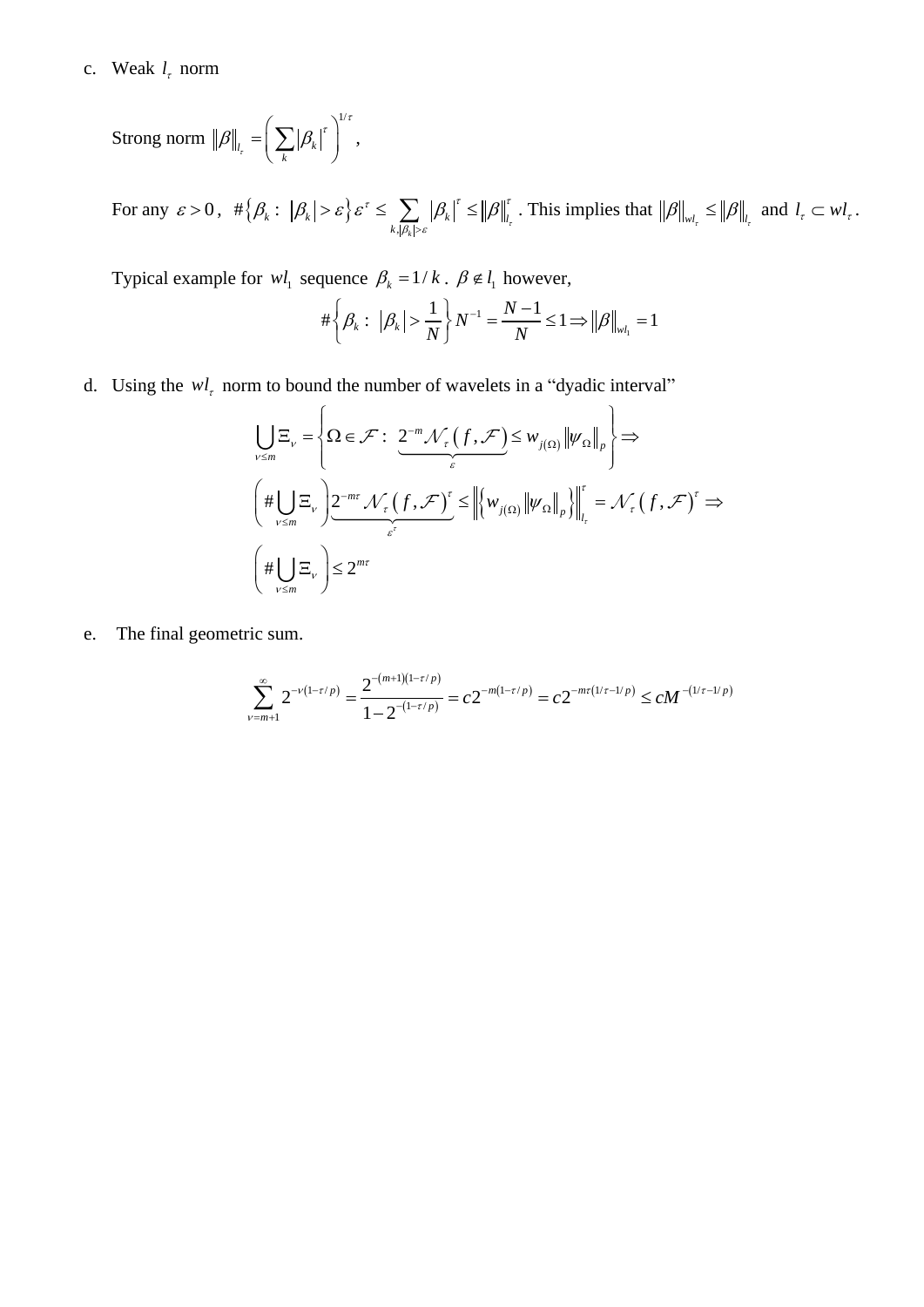c. Weak $l_\tau$ norm

Strong norm $\|\beta\|_{l_\tau} = \left( \sum_k |\beta_k|^\tau \right)^{1/\tau}$,

For any $\varepsilon > 0$, $\#\{\beta_k : |\beta_k| > \varepsilon\}\varepsilon^\tau \le \sum_{k,|\beta_k|>\varepsilon} |\beta_k|^\tau \le \|\beta\|_{l_\tau}^\tau$. This implies that $\|\beta\|_{wl_\tau} \le \|\beta\|_{l_\tau}$ and $l_\tau \subset wl_\tau$.

Typical example for $wl_1$ sequence $\beta_k = 1/k$. $\beta \notin l_1$ however,

$$\#\left\{\beta_k : |\beta_k| > \frac{1}{N}\right\} N^{-1} = \frac{N-1}{N} \le 1 \Rightarrow \|\beta\|_{wl_1} = 1$$

d. Using the $wl_\tau$ norm to bound the number of wavelets in a "dyadic interval"

$$\bigcup_{\nu \le m} \Xi_\nu = \left\{ \Omega \in \mathcal{F} : \underbrace{2^{-m} \mathcal{N}_\tau(f, \mathcal{F})}_{\varepsilon} \le w_{j(\Omega)} \|\psi_\Omega\|_p \right\} \Rightarrow$$

$$\left( \# \bigcup_{\nu \le m} \Xi_\nu \right) \underbrace{2^{-m\tau} \mathcal{N}_\tau(f, \mathcal{F})^\tau}_{\varepsilon^\tau} \le \left\| \left\{ w_{j(\Omega)} \|\psi_\Omega\|_p \right\} \right\|_{l_\tau}^\tau = \mathcal{N}_\tau(f, \mathcal{F})^\tau \Rightarrow$$

$$\left( \# \bigcup_{\nu \le m} \Xi_\nu \right) \le 2^{m\tau}$$

e. The final geometric sum.

$$\sum_{\nu=m+1}^{\infty} 2^{-\nu(1-\tau/p)} = \frac{2^{-(m+1)(1-\tau/p)}}{1-2^{-(1-\tau/p)}} = c2^{-m(1-\tau/p)} = c2^{-m\tau(1/\tau-1/p)} \le cM^{-(1/\tau-1/p)}$$